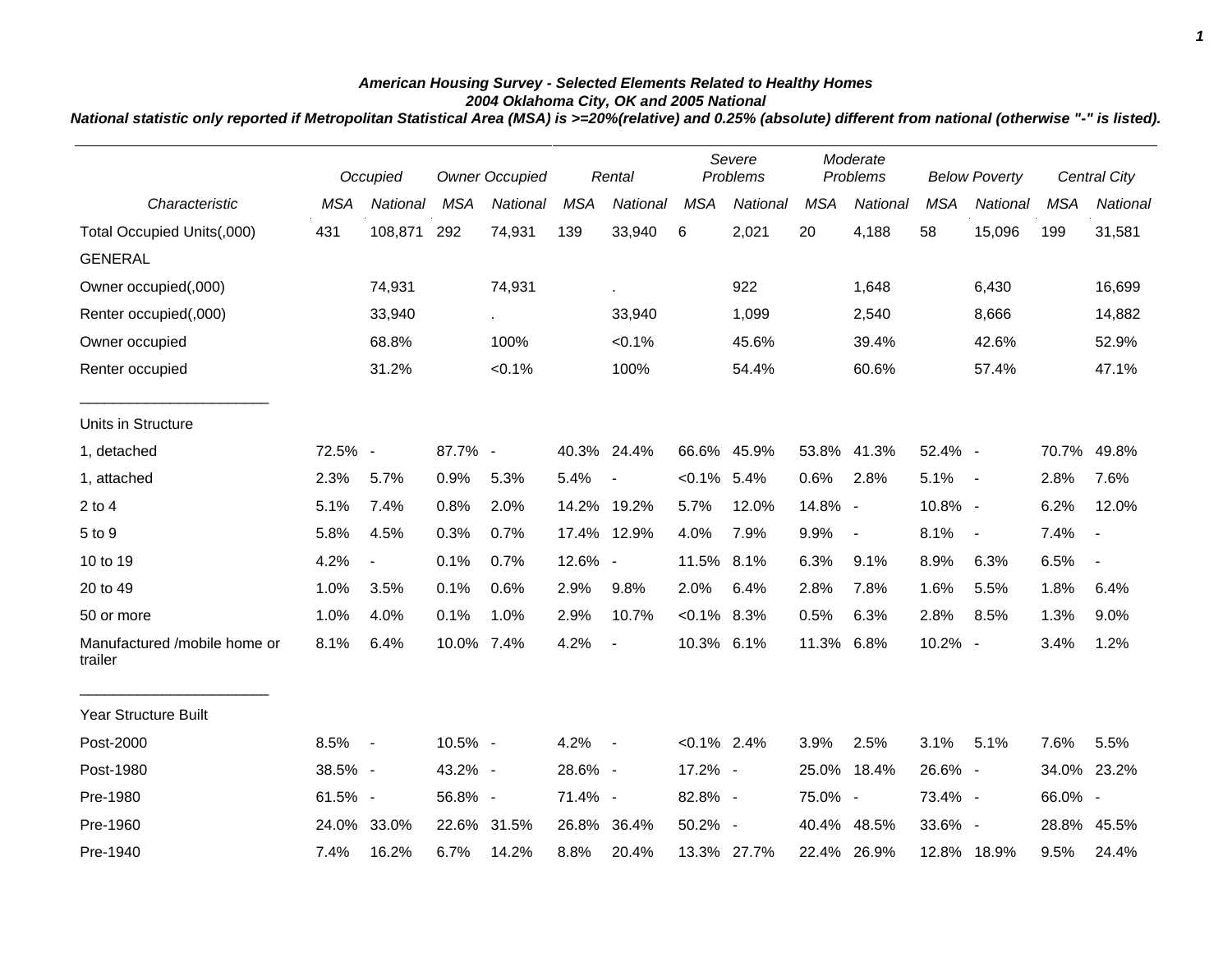# American Housing Survey - Selected Elements Related to Healthy Homes

## 2004 Oklahoma City, OK and 2005 National

**National statistic only reported if Metropolitan Statistical Area (MSA) is >=20%(relative) and 0.25% (absolute) different from national (otherwise "-" is listed).**

| | *Occupied* | | *Owner Occupied* | | *Rental* | | *Severe Problems* | | *Moderate Problems* | | *Below Poverty* | | *Central City* | |
|---|---|---|---|---|---|---|---|---|---|---|---|---|---|---|
| *Characteristic* | *MSA* | *National* | *MSA* | *National* | *MSA* | *National* | *MSA* | *National* | *MSA* | *National* | *MSA* | *National* | *MSA* | *National* |
| Total Occupied Units(,000) | 431 | 108,871 | 292 | 74,931 | 139 | 33,940 | 6 | 2,021 | 20 | 4,188 | 58 | 15,096 | 199 | 31,581 |
| GENERAL | | | | | | | | | | | | | | |
| Owner occupied(,000) | | 74,931 | | 74,931 | | . | | 922 | | 1,648 | | 6,430 | | 16,699 |
| Renter occupied(,000) | | 33,940 | | . | | 33,940 | | 1,099 | | 2,540 | | 8,666 | | 14,882 |
| Owner occupied | | 68.8% | | 100% | | <0.1% | | 45.6% | | 39.4% | | 42.6% | | 52.9% |
| Renter occupied | | 31.2% | | <0.1% | | 100% | | 54.4% | | 60.6% | | 57.4% | | 47.1% |
| Units in Structure | | | | | | | | | | | | | | |
| 1, detached | 72.5% | - | 87.7% | - | 40.3% | 24.4% | 66.6% | 45.9% | 53.8% | 41.3% | 52.4% | - | 70.7% | 49.8% |
| 1, attached | 2.3% | 5.7% | 0.9% | 5.3% | 5.4% | - | <0.1% | 5.4% | 0.6% | 2.8% | 5.1% | - | 2.8% | 7.6% |
| 2 to 4 | 5.1% | 7.4% | 0.8% | 2.0% | 14.2% | 19.2% | 5.7% | 12.0% | 14.8% | - | 10.8% | - | 6.2% | 12.0% |
| 5 to 9 | 5.8% | 4.5% | 0.3% | 0.7% | 17.4% | 12.9% | 4.0% | 7.9% | 9.9% | - | 8.1% | - | 7.4% | - |
| 10 to 19 | 4.2% | - | 0.1% | 0.7% | 12.6% | - | 11.5% | 8.1% | 6.3% | 9.1% | 8.9% | 6.3% | 6.5% | - |
| 20 to 49 | 1.0% | 3.5% | 0.1% | 0.6% | 2.9% | 9.8% | 2.0% | 6.4% | 2.8% | 7.8% | 1.6% | 5.5% | 1.8% | 6.4% |
| 50 or more | 1.0% | 4.0% | 0.1% | 1.0% | 2.9% | 10.7% | <0.1% | 8.3% | 0.5% | 6.3% | 2.8% | 8.5% | 1.3% | 9.0% |
| Manufactured /mobile home or trailer | 8.1% | 6.4% | 10.0% | 7.4% | 4.2% | - | 10.3% | 6.1% | 11.3% | 6.8% | 10.2% | - | 3.4% | 1.2% |
| Year Structure Built | | | | | | | | | | | | | | |
| Post-2000 | 8.5% | - | 10.5% | - | 4.2% | - | <0.1% | 2.4% | 3.9% | 2.5% | 3.1% | 5.1% | 7.6% | 5.5% |
| Post-1980 | 38.5% | - | 43.2% | - | 28.6% | - | 17.2% | - | 25.0% | 18.4% | 26.6% | - | 34.0% | 23.2% |
| Pre-1980 | 61.5% | - | 56.8% | - | 71.4% | - | 82.8% | - | 75.0% | - | 73.4% | - | 66.0% | - |
| Pre-1960 | 24.0% | 33.0% | 22.6% | 31.5% | 26.8% | 36.4% | 50.2% | - | 40.4% | 48.5% | 33.6% | - | 28.8% | 45.5% |
| Pre-1940 | 7.4% | 16.2% | 6.7% | 14.2% | 8.8% | 20.4% | 13.3% | 27.7% | 22.4% | 26.9% | 12.8% | 18.9% | 9.5% | 24.4% |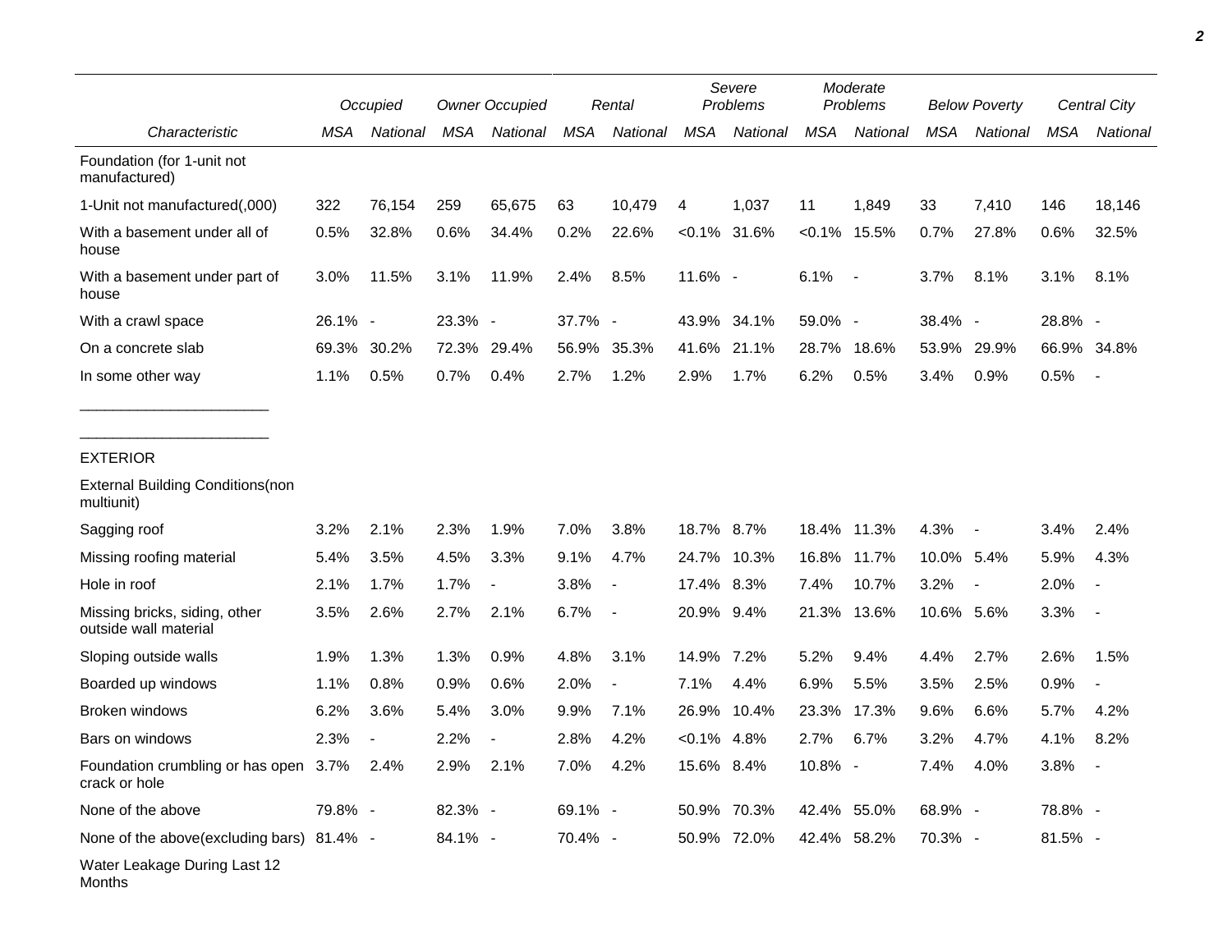| Characteristic | Occupied | | Owner Occupied | | Rental | | Severe Problems | | Moderate Problems | | Below Poverty | | Central City | |
|---|---|---|---|---|---|---|---|---|---|---|---|---|---|---|
| | MSA | National | MSA | National | MSA | National | MSA | National | MSA | National | MSA | National | MSA | National |
| Foundation (for 1-unit not manufactured) | | | | | | | | | | | | | | |
| 1-Unit not manufactured(,000) | 322 | 76,154 | 259 | 65,675 | 63 | 10,479 | 4 | 1,037 | 11 | 1,849 | 33 | 7,410 | 146 | 18,146 |
| With a basement under all of house | 0.5% | 32.8% | 0.6% | 34.4% | 0.2% | 22.6% | <0.1% | 31.6% | <0.1% | 15.5% | 0.7% | 27.8% | 0.6% | 32.5% |
| With a basement under part of house | 3.0% | 11.5% | 3.1% | 11.9% | 2.4% | 8.5% | 11.6% | - | 6.1% | - | 3.7% | 8.1% | 3.1% | 8.1% |
| With a crawl space | 26.1% | - | 23.3% | - | 37.7% | - | 43.9% | 34.1% | 59.0% | - | 38.4% | - | 28.8% | - |
| On a concrete slab | 69.3% | 30.2% | 72.3% | 29.4% | 56.9% | 35.3% | 41.6% | 21.1% | 28.7% | 18.6% | 53.9% | 29.9% | 66.9% | 34.8% |
| In some other way | 1.1% | 0.5% | 0.7% | 0.4% | 2.7% | 1.2% | 2.9% | 1.7% | 6.2% | 0.5% | 3.4% | 0.9% | 0.5% | - |

_______________________

_______________________

| Characteristic | Occupied | | Owner Occupied | | Rental | | Severe Problems | | Moderate Problems | | Below Poverty | | Central City | |
|---|---|---|---|---|---|---|---|---|---|---|---|---|---|---|
| | MSA | National | MSA | National | MSA | National | MSA | National | MSA | National | MSA | National | MSA | National |
| EXTERIOR | | | | | | | | | | | | | | |
| External Building Conditions(non multiunit) | | | | | | | | | | | | | | |
| Sagging roof | 3.2% | 2.1% | 2.3% | 1.9% | 7.0% | 3.8% | 18.7% | 8.7% | 18.4% | 11.3% | 4.3% | - | 3.4% | 2.4% |
| Missing roofing material | 5.4% | 3.5% | 4.5% | 3.3% | 9.1% | 4.7% | 24.7% | 10.3% | 16.8% | 11.7% | 10.0% | 5.4% | 5.9% | 4.3% |
| Hole in roof | 2.1% | 1.7% | 1.7% | - | 3.8% | - | 17.4% | 8.3% | 7.4% | 10.7% | 3.2% | - | 2.0% | - |
| Missing bricks, siding, other outside wall material | 3.5% | 2.6% | 2.7% | 2.1% | 6.7% | - | 20.9% | 9.4% | 21.3% | 13.6% | 10.6% | 5.6% | 3.3% | - |
| Sloping outside walls | 1.9% | 1.3% | 1.3% | 0.9% | 4.8% | 3.1% | 14.9% | 7.2% | 5.2% | 9.4% | 4.4% | 2.7% | 2.6% | 1.5% |
| Boarded up windows | 1.1% | 0.8% | 0.9% | 0.6% | 2.0% | - | 7.1% | 4.4% | 6.9% | 5.5% | 3.5% | 2.5% | 0.9% | - |
| Broken windows | 6.2% | 3.6% | 5.4% | 3.0% | 9.9% | 7.1% | 26.9% | 10.4% | 23.3% | 17.3% | 9.6% | 6.6% | 5.7% | 4.2% |
| Bars on windows | 2.3% | - | 2.2% | - | 2.8% | 4.2% | <0.1% | 4.8% | 2.7% | 6.7% | 3.2% | 4.7% | 4.1% | 8.2% |
| Foundation crumbling or has open crack or hole | 3.7% | 2.4% | 2.9% | 2.1% | 7.0% | 4.2% | 15.6% | 8.4% | 10.8% | - | 7.4% | 4.0% | 3.8% | - |
| None of the above | 79.8% | - | 82.3% | - | 69.1% | - | 50.9% | 70.3% | 42.4% | 55.0% | 68.9% | - | 78.8% | - |
| None of the above(excluding bars) | 81.4% | - | 84.1% | - | 70.4% | - | 50.9% | 72.0% | 42.4% | 58.2% | 70.3% | - | 81.5% | - |
| Water Leakage During Last 12 Months | | | | | | | | | | | | | | |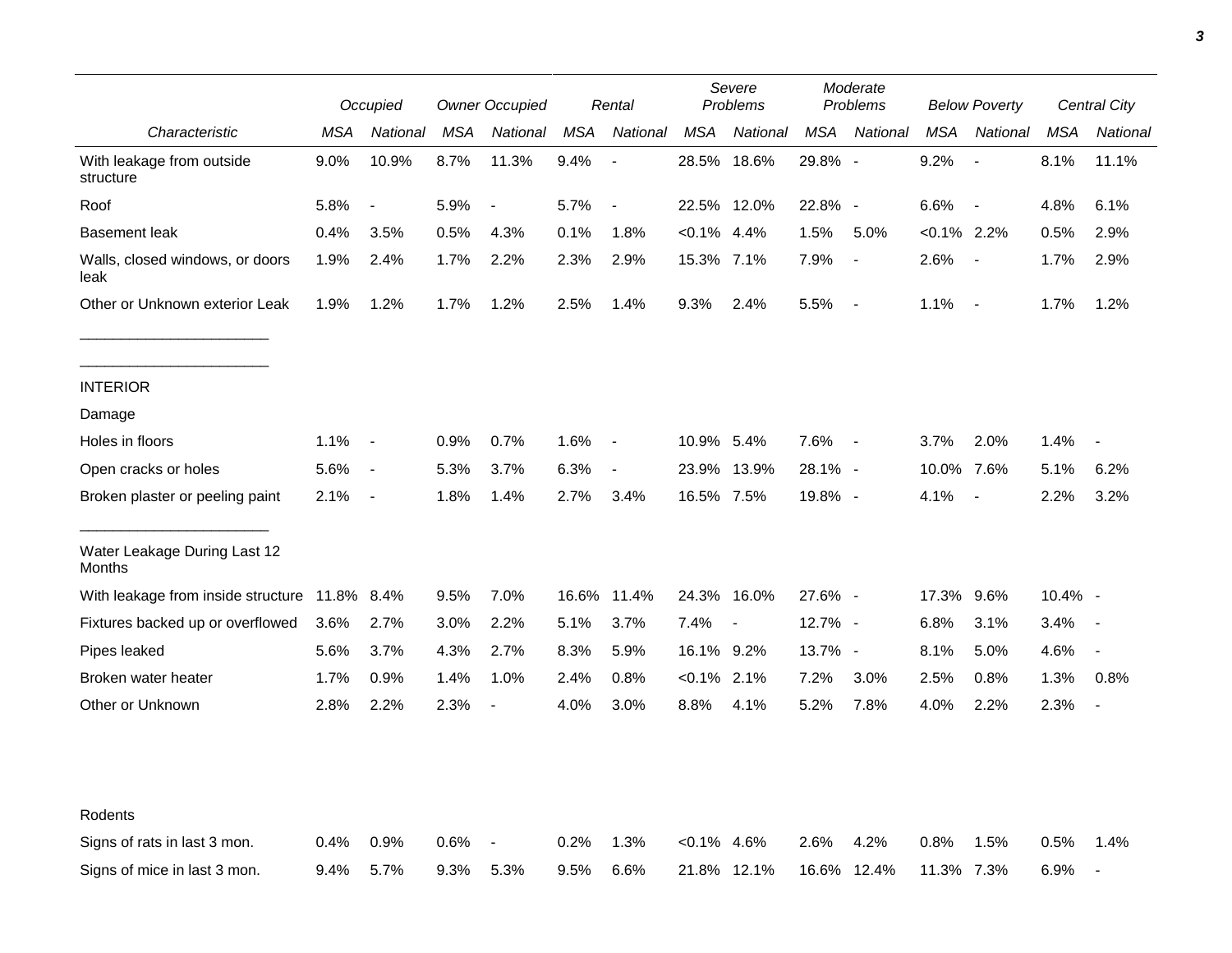| Characteristic | Occupied | | Owner Occupied | | Rental | | Severe Problems | | Moderate Problems | | Below Poverty | | Central City | |
|---|---|---|---|---|---|---|---|---|---|---|---|---|---|---|
| | *MSA* | *National* | *MSA* | *National* | *MSA* | *National* | *MSA* | *National* | *MSA* | *National* | *MSA* | *National* | *MSA* | *National* |
| With leakage from outside structure | 9.0% | 10.9% | 8.7% | 11.3% | 9.4% | - | 28.5% | 18.6% | 29.8% | - | 9.2% | - | 8.1% | 11.1% |
| Roof | 5.8% | - | 5.9% | - | 5.7% | - | 22.5% | 12.0% | 22.8% | - | 6.6% | - | 4.8% | 6.1% |
| Basement leak | 0.4% | 3.5% | 0.5% | 4.3% | 0.1% | 1.8% | <0.1% | 4.4% | 1.5% | 5.0% | <0.1% | 2.2% | 0.5% | 2.9% |
| Walls, closed windows, or doors leak | 1.9% | 2.4% | 1.7% | 2.2% | 2.3% | 2.9% | 15.3% | 7.1% | 7.9% | - | 2.6% | - | 1.7% | 2.9% |
| Other or Unknown exterior Leak | 1.9% | 1.2% | 1.7% | 1.2% | 2.5% | 1.4% | 9.3% | 2.4% | 5.5% | - | 1.1% | - | 1.7% | 1.2% |
| INTERIOR | | | | | | | | | | | | | | |
| Damage | | | | | | | | | | | | | | |
| Holes in floors | 1.1% | - | 0.9% | 0.7% | 1.6% | - | 10.9% | 5.4% | 7.6% | - | 3.7% | 2.0% | 1.4% | - |
| Open cracks or holes | 5.6% | - | 5.3% | 3.7% | 6.3% | - | 23.9% | 13.9% | 28.1% | - | 10.0% | 7.6% | 5.1% | 6.2% |
| Broken plaster or peeling paint | 2.1% | - | 1.8% | 1.4% | 2.7% | 3.4% | 16.5% | 7.5% | 19.8% | - | 4.1% | - | 2.2% | 3.2% |
| Water Leakage During Last 12 Months | | | | | | | | | | | | | | |
| With leakage from inside structure | 11.8% | 8.4% | 9.5% | 7.0% | 16.6% | 11.4% | 24.3% | 16.0% | 27.6% | - | 17.3% | 9.6% | 10.4% | - |
| Fixtures backed up or overflowed | 3.6% | 2.7% | 3.0% | 2.2% | 5.1% | 3.7% | 7.4% | - | 12.7% | - | 6.8% | 3.1% | 3.4% | - |
| Pipes leaked | 5.6% | 3.7% | 4.3% | 2.7% | 8.3% | 5.9% | 16.1% | 9.2% | 13.7% | - | 8.1% | 5.0% | 4.6% | - |
| Broken water heater | 1.7% | 0.9% | 1.4% | 1.0% | 2.4% | 0.8% | <0.1% | 2.1% | 7.2% | 3.0% | 2.5% | 0.8% | 1.3% | 0.8% |
| Other or Unknown | 2.8% | 2.2% | 2.3% | - | 4.0% | 3.0% | 8.8% | 4.1% | 5.2% | 7.8% | 4.0% | 2.2% | 2.3% | - |
| Rodents | | | | | | | | | | | | | | |
| Signs of rats in last 3 mon. | 0.4% | 0.9% | 0.6% | - | 0.2% | 1.3% | <0.1% | 4.6% | 2.6% | 4.2% | 0.8% | 1.5% | 0.5% | 1.4% |
| Signs of mice in last 3 mon. | 9.4% | 5.7% | 9.3% | 5.3% | 9.5% | 6.6% | 21.8% | 12.1% | 16.6% | 12.4% | 11.3% | 7.3% | 6.9% | - |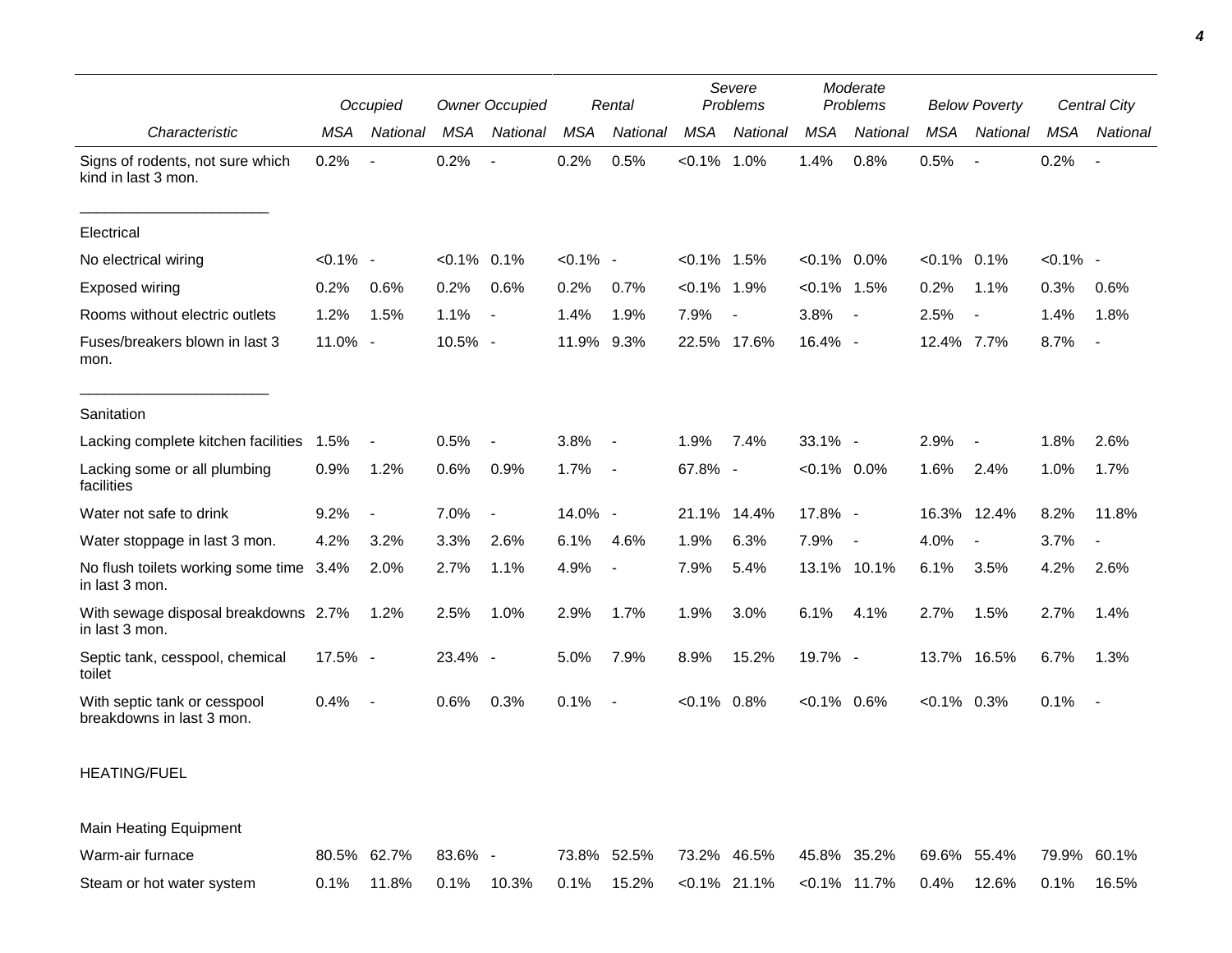| Characteristic | Occupied | | Owner Occupied | | Rental | | Severe Problems | | Moderate Problems | | Below Poverty | | Central City | |
|---|---|---|---|---|---|---|---|---|---|---|---|---|---|---|
| | MSA | National | MSA | National | MSA | National | MSA | National | MSA | National | MSA | National | MSA | National |
| Signs of rodents, not sure which kind in last 3 mon. | 0.2% | - | 0.2% | - | 0.2% | 0.5% | <0.1% | 1.0% | 1.4% | 0.8% | 0.5% | - | 0.2% | - |
| Electrical | | | | | | | | | | | | | | |
| No electrical wiring | <0.1% | - | <0.1% | 0.1% | <0.1% | - | <0.1% | 1.5% | <0.1% | 0.0% | <0.1% | 0.1% | <0.1% | - |
| Exposed wiring | 0.2% | 0.6% | 0.2% | 0.6% | 0.2% | 0.7% | <0.1% | 1.9% | <0.1% | 1.5% | 0.2% | 1.1% | 0.3% | 0.6% |
| Rooms without electric outlets | 1.2% | 1.5% | 1.1% | - | 1.4% | 1.9% | 7.9% | - | 3.8% | - | 2.5% | - | 1.4% | 1.8% |
| Fuses/breakers blown in last 3 mon. | 11.0% | - | 10.5% | - | 11.9% | 9.3% | 22.5% | 17.6% | 16.4% | - | 12.4% | 7.7% | 8.7% | - |
| Sanitation | | | | | | | | | | | | | | |
| Lacking complete kitchen facilities | 1.5% | - | 0.5% | - | 3.8% | - | 1.9% | 7.4% | 33.1% | - | 2.9% | - | 1.8% | 2.6% |
| Lacking some or all plumbing facilities | 0.9% | 1.2% | 0.6% | 0.9% | 1.7% | - | 67.8% | - | <0.1% | 0.0% | 1.6% | 2.4% | 1.0% | 1.7% |
| Water not safe to drink | 9.2% | - | 7.0% | - | 14.0% | - | 21.1% | 14.4% | 17.8% | - | 16.3% | 12.4% | 8.2% | 11.8% |
| Water stoppage in last 3 mon. | 4.2% | 3.2% | 3.3% | 2.6% | 6.1% | 4.6% | 1.9% | 6.3% | 7.9% | - | 4.0% | - | 3.7% | - |
| No flush toilets working some time in last 3 mon. | 3.4% | 2.0% | 2.7% | 1.1% | 4.9% | - | 7.9% | 5.4% | 13.1% | 10.1% | 6.1% | 3.5% | 4.2% | 2.6% |
| With sewage disposal breakdowns in last 3 mon. | 2.7% | 1.2% | 2.5% | 1.0% | 2.9% | 1.7% | 1.9% | 3.0% | 6.1% | 4.1% | 2.7% | 1.5% | 2.7% | 1.4% |
| Septic tank, cesspool, chemical toilet | 17.5% | - | 23.4% | - | 5.0% | 7.9% | 8.9% | 15.2% | 19.7% | - | 13.7% | 16.5% | 6.7% | 1.3% |
| With septic tank or cesspool breakdowns in last 3 mon. | 0.4% | - | 0.6% | 0.3% | 0.1% | - | <0.1% | 0.8% | <0.1% | 0.6% | <0.1% | 0.3% | 0.1% | - |
| HEATING/FUEL | | | | | | | | | | | | | | |
| Main Heating Equipment | | | | | | | | | | | | | | |
| Warm-air furnace | 80.5% | 62.7% | 83.6% | - | 73.8% | 52.5% | 73.2% | 46.5% | 45.8% | 35.2% | 69.6% | 55.4% | 79.9% | 60.1% |
| Steam or hot water system | 0.1% | 11.8% | 0.1% | 10.3% | 0.1% | 15.2% | <0.1% | 21.1% | <0.1% | 11.7% | 0.4% | 12.6% | 0.1% | 16.5% |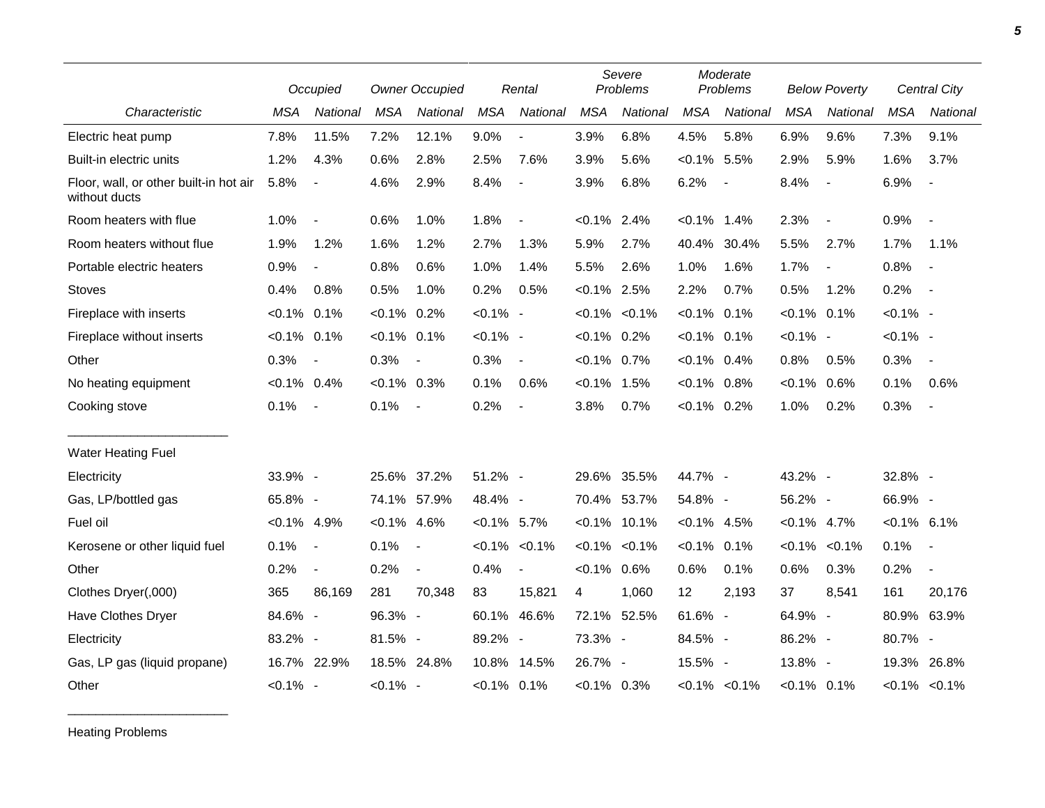| Characteristic | Occupied | | Owner Occupied | | Rental | | Severe Problems | | Moderate Problems | | Below Poverty | | Central City | |
|---|---|---|---|---|---|---|---|---|---|---|---|---|---|---|
| | MSA | National | MSA | National | MSA | National | MSA | National | MSA | National | MSA | National | MSA | National |
| Electric heat pump | 7.8% | 11.5% | 7.2% | 12.1% | 9.0% | - | 3.9% | 6.8% | 4.5% | 5.8% | 6.9% | 9.6% | 7.3% | 9.1% |
| Built-in electric units | 1.2% | 4.3% | 0.6% | 2.8% | 2.5% | 7.6% | 3.9% | 5.6% | <0.1% | 5.5% | 2.9% | 5.9% | 1.6% | 3.7% |
| Floor, wall, or other built-in hot air without ducts | 5.8% | - | 4.6% | 2.9% | 8.4% | - | 3.9% | 6.8% | 6.2% | - | 8.4% | - | 6.9% | - |
| Room heaters with flue | 1.0% | - | 0.6% | 1.0% | 1.8% | - | <0.1% | 2.4% | <0.1% | 1.4% | 2.3% | - | 0.9% | - |
| Room heaters without flue | 1.9% | 1.2% | 1.6% | 1.2% | 2.7% | 1.3% | 5.9% | 2.7% | 40.4% | 30.4% | 5.5% | 2.7% | 1.7% | 1.1% |
| Portable electric heaters | 0.9% | - | 0.8% | 0.6% | 1.0% | 1.4% | 5.5% | 2.6% | 1.0% | 1.6% | 1.7% | - | 0.8% | - |
| Stoves | 0.4% | 0.8% | 0.5% | 1.0% | 0.2% | 0.5% | <0.1% | 2.5% | 2.2% | 0.7% | 0.5% | 1.2% | 0.2% | - |
| Fireplace with inserts | <0.1% | 0.1% | <0.1% | 0.2% | <0.1% | - | <0.1% | <0.1% | <0.1% | 0.1% | <0.1% | 0.1% | <0.1% | - |
| Fireplace without inserts | <0.1% | 0.1% | <0.1% | 0.1% | <0.1% | - | <0.1% | 0.2% | <0.1% | 0.1% | <0.1% | - | <0.1% | - |
| Other | 0.3% | - | 0.3% | - | 0.3% | - | <0.1% | 0.7% | <0.1% | 0.4% | 0.8% | 0.5% | 0.3% | - |
| No heating equipment | <0.1% | 0.4% | <0.1% | 0.3% | 0.1% | 0.6% | <0.1% | 1.5% | <0.1% | 0.8% | <0.1% | 0.6% | 0.1% | 0.6% |
| Cooking stove | 0.1% | - | 0.1% | - | 0.2% | - | 3.8% | 0.7% | <0.1% | 0.2% | 1.0% | 0.2% | 0.3% | - |
| Water Heating Fuel | | | | | | | | | | | | | | |
| Electricity | 33.9% | - | 25.6% | 37.2% | 51.2% | - | 29.6% | 35.5% | 44.7% | - | 43.2% | - | 32.8% | - |
| Gas, LP/bottled gas | 65.8% | - | 74.1% | 57.9% | 48.4% | - | 70.4% | 53.7% | 54.8% | - | 56.2% | - | 66.9% | - |
| Fuel oil | <0.1% | 4.9% | <0.1% | 4.6% | <0.1% | 5.7% | <0.1% | 10.1% | <0.1% | 4.5% | <0.1% | 4.7% | <0.1% | 6.1% |
| Kerosene or other liquid fuel | 0.1% | - | 0.1% | - | <0.1% | <0.1% | <0.1% | <0.1% | <0.1% | 0.1% | <0.1% | <0.1% | 0.1% | - |
| Other | 0.2% | - | 0.2% | - | 0.4% | - | <0.1% | 0.6% | 0.6% | 0.1% | 0.6% | 0.3% | 0.2% | - |
| Clothes Dryer(,000) | 365 | 86,169 | 281 | 70,348 | 83 | 15,821 | 4 | 1,060 | 12 | 2,193 | 37 | 8,541 | 161 | 20,176 |
| Have Clothes Dryer | 84.6% | - | 96.3% | - | 60.1% | 46.6% | 72.1% | 52.5% | 61.6% | - | 64.9% | - | 80.9% | 63.9% |
| Electricity | 83.2% | - | 81.5% | - | 89.2% | - | 73.3% | - | 84.5% | - | 86.2% | - | 80.7% | - |
| Gas, LP gas (liquid propane) | 16.7% | 22.9% | 18.5% | 24.8% | 10.8% | 14.5% | 26.7% | - | 15.5% | - | 13.8% | - | 19.3% | 26.8% |
| Other | <0.1% | - | <0.1% | - | <0.1% | 0.1% | <0.1% | 0.3% | <0.1% | <0.1% | <0.1% | 0.1% | <0.1% | <0.1% |

Heating Problems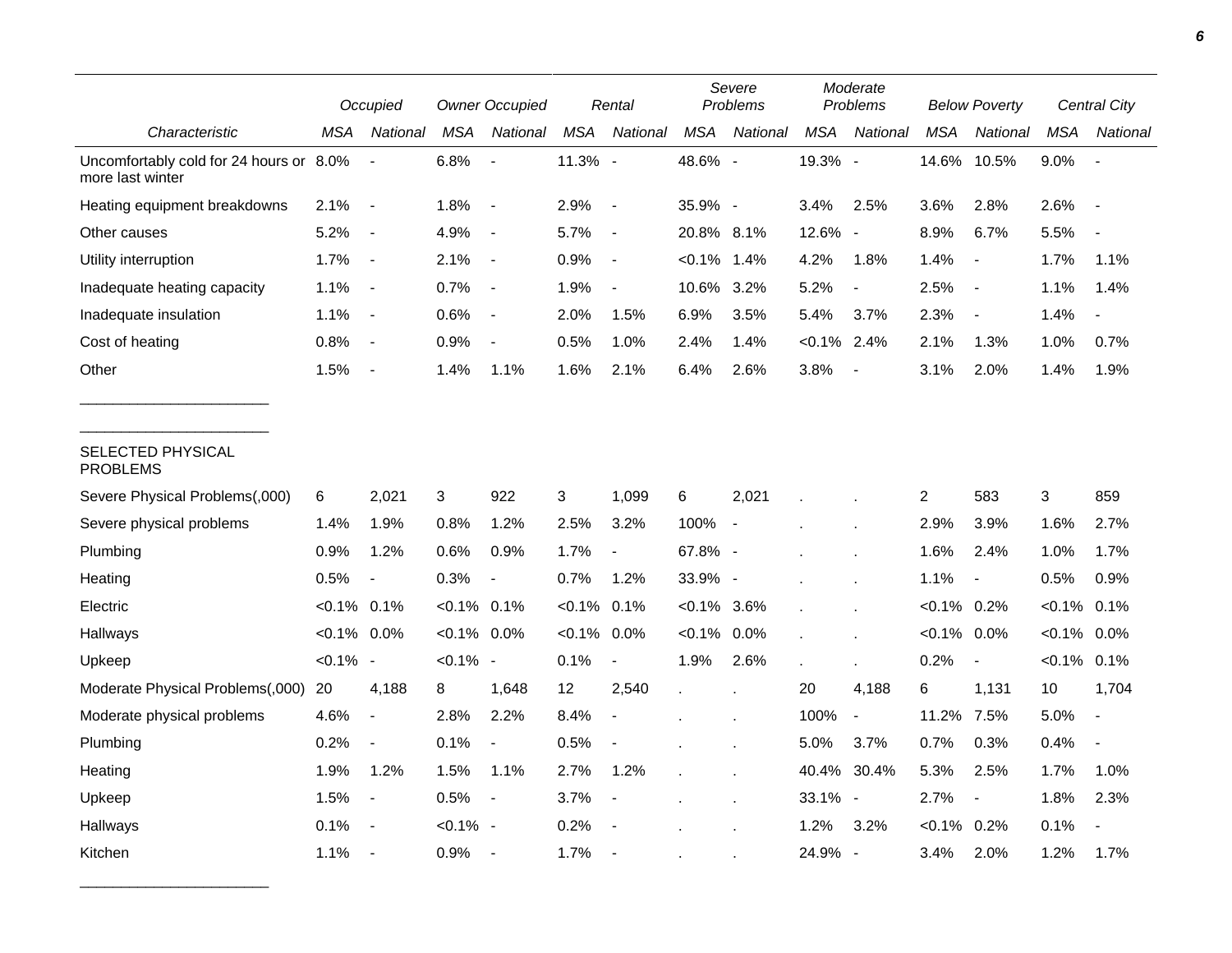| | Occupied | | Owner Occupied | | Rental | | Severe Problems | | Moderate Problems | | Below Poverty | | Central City | |
|---|---|---|---|---|---|---|---|---|---|---|---|---|---|---|
| *Characteristic* | *MSA* | *National* | *MSA* | *National* | *MSA* | *National* | *MSA* | *National* | *MSA* | *National* | *MSA* | *National* | *MSA* | *National* |
| Uncomfortably cold for 24 hours or more last winter | 8.0% | - | 6.8% | - | 11.3% | - | 48.6% | - | 19.3% | - | 14.6% | 10.5% | 9.0% | - |
| Heating equipment breakdowns | 2.1% | - | 1.8% | - | 2.9% | - | 35.9% | - | 3.4% | 2.5% | 3.6% | 2.8% | 2.6% | - |
| Other causes | 5.2% | - | 4.9% | - | 5.7% | - | 20.8% | 8.1% | 12.6% | - | 8.9% | 6.7% | 5.5% | - |
| Utility interruption | 1.7% | - | 2.1% | - | 0.9% | - | <0.1% | 1.4% | 4.2% | 1.8% | 1.4% | - | 1.7% | 1.1% |
| Inadequate heating capacity | 1.1% | - | 0.7% | - | 1.9% | - | 10.6% | 3.2% | 5.2% | - | 2.5% | - | 1.1% | 1.4% |
| Inadequate insulation | 1.1% | - | 0.6% | - | 2.0% | 1.5% | 6.9% | 3.5% | 5.4% | 3.7% | 2.3% | - | 1.4% | - |
| Cost of heating | 0.8% | - | 0.9% | - | 0.5% | 1.0% | 2.4% | 1.4% | <0.1% | 2.4% | 2.1% | 1.3% | 1.0% | 0.7% |
| Other | 1.5% | - | 1.4% | 1.1% | 1.6% | 2.1% | 6.4% | 2.6% | 3.8% | - | 3.1% | 2.0% | 1.4% | 1.9% |
| SELECTED PHYSICAL PROBLEMS | | | | | | | | | | | | | | |
| Severe Physical Problems(,000) | 6 | 2,021 | 3 | 922 | 3 | 1,099 | 6 | 2,021 | . | . | 2 | 583 | 3 | 859 |
| Severe physical problems | 1.4% | 1.9% | 0.8% | 1.2% | 2.5% | 3.2% | 100% | - | . | . | 2.9% | 3.9% | 1.6% | 2.7% |
| Plumbing | 0.9% | 1.2% | 0.6% | 0.9% | 1.7% | - | 67.8% | - | . | . | 1.6% | 2.4% | 1.0% | 1.7% |
| Heating | 0.5% | - | 0.3% | - | 0.7% | 1.2% | 33.9% | - | . | . | 1.1% | - | 0.5% | 0.9% |
| Electric | <0.1% | 0.1% | <0.1% | 0.1% | <0.1% | 0.1% | <0.1% | 3.6% | . | . | <0.1% | 0.2% | <0.1% | 0.1% |
| Hallways | <0.1% | 0.0% | <0.1% | 0.0% | <0.1% | 0.0% | <0.1% | 0.0% | . | . | <0.1% | 0.0% | <0.1% | 0.0% |
| Upkeep | <0.1% | - | <0.1% | - | 0.1% | - | 1.9% | 2.6% | . | . | 0.2% | - | <0.1% | 0.1% |
| Moderate Physical Problems(,000) | 20 | 4,188 | 8 | 1,648 | 12 | 2,540 | . | . | 20 | 4,188 | 6 | 1,131 | 10 | 1,704 |
| Moderate physical problems | 4.6% | - | 2.8% | 2.2% | 8.4% | - | . | . | 100% | - | 11.2% | 7.5% | 5.0% | - |
| Plumbing | 0.2% | - | 0.1% | - | 0.5% | - | . | . | 5.0% | 3.7% | 0.7% | 0.3% | 0.4% | - |
| Heating | 1.9% | 1.2% | 1.5% | 1.1% | 2.7% | 1.2% | . | . | 40.4% | 30.4% | 5.3% | 2.5% | 1.7% | 1.0% |
| Upkeep | 1.5% | - | 0.5% | - | 3.7% | - | . | . | 33.1% | - | 2.7% | - | 1.8% | 2.3% |
| Hallways | 0.1% | - | <0.1% | - | 0.2% | - | . | . | 1.2% | 3.2% | <0.1% | 0.2% | 0.1% | - |
| Kitchen | 1.1% | - | 0.9% | - | 1.7% | - | . | . | 24.9% | - | 3.4% | 2.0% | 1.2% | 1.7% |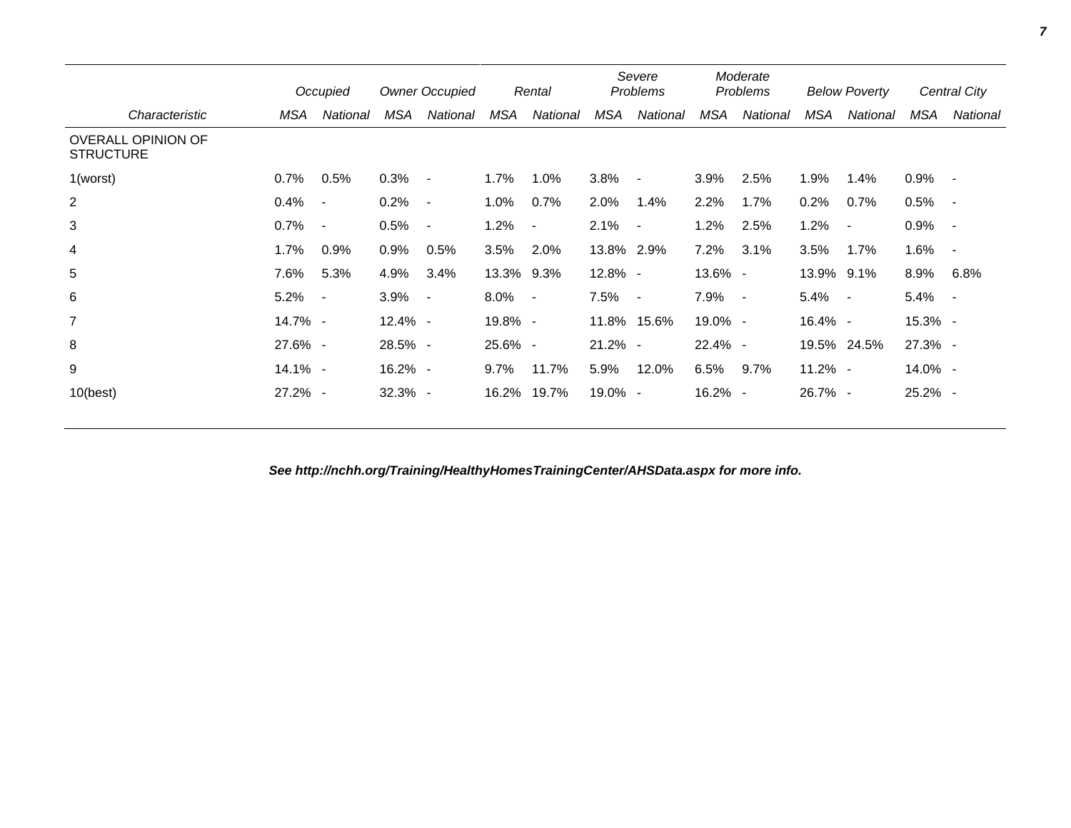| | Occupied | | Owner Occupied | | Rental | | Severe Problems | | Moderate Problems | | Below Poverty | | Central City | |
|---|---|---|---|---|---|---|---|---|---|---|---|---|---|---|
| Characteristic | MSA | National | MSA | National | MSA | National | MSA | National | MSA | National | MSA | National | MSA | National |
| OVERALL OPINION OF STRUCTURE | | | | | | | | | | | | | | |
| 1(worst) | 0.7% | 0.5% | 0.3% | - | 1.7% | 1.0% | 3.8% | - | 3.9% | 2.5% | 1.9% | 1.4% | 0.9% | - |
| 2 | 0.4% | - | 0.2% | - | 1.0% | 0.7% | 2.0% | 1.4% | 2.2% | 1.7% | 0.2% | 0.7% | 0.5% | - |
| 3 | 0.7% | - | 0.5% | - | 1.2% | - | 2.1% | - | 1.2% | 2.5% | 1.2% | - | 0.9% | - |
| 4 | 1.7% | 0.9% | 0.9% | 0.5% | 3.5% | 2.0% | 13.8% | 2.9% | 7.2% | 3.1% | 3.5% | 1.7% | 1.6% | - |
| 5 | 7.6% | 5.3% | 4.9% | 3.4% | 13.3% | 9.3% | 12.8% | - | 13.6% | - | 13.9% | 9.1% | 8.9% | 6.8% |
| 6 | 5.2% | - | 3.9% | - | 8.0% | - | 7.5% | - | 7.9% | - | 5.4% | - | 5.4% | - |
| 7 | 14.7% | - | 12.4% | - | 19.8% | - | 11.8% | 15.6% | 19.0% | - | 16.4% | - | 15.3% | - |
| 8 | 27.6% | - | 28.5% | - | 25.6% | - | 21.2% | - | 22.4% | - | 19.5% | 24.5% | 27.3% | - |
| 9 | 14.1% | - | 16.2% | - | 9.7% | 11.7% | 5.9% | 12.0% | 6.5% | 9.7% | 11.2% | - | 14.0% | - |
| 10(best) | 27.2% | - | 32.3% | - | 16.2% | 19.7% | 19.0% | - | 16.2% | - | 26.7% | - | 25.2% | - |

***See http://nchh.org/Training/HealthyHomesTrainingCenter/AHSData.aspx for more info.***